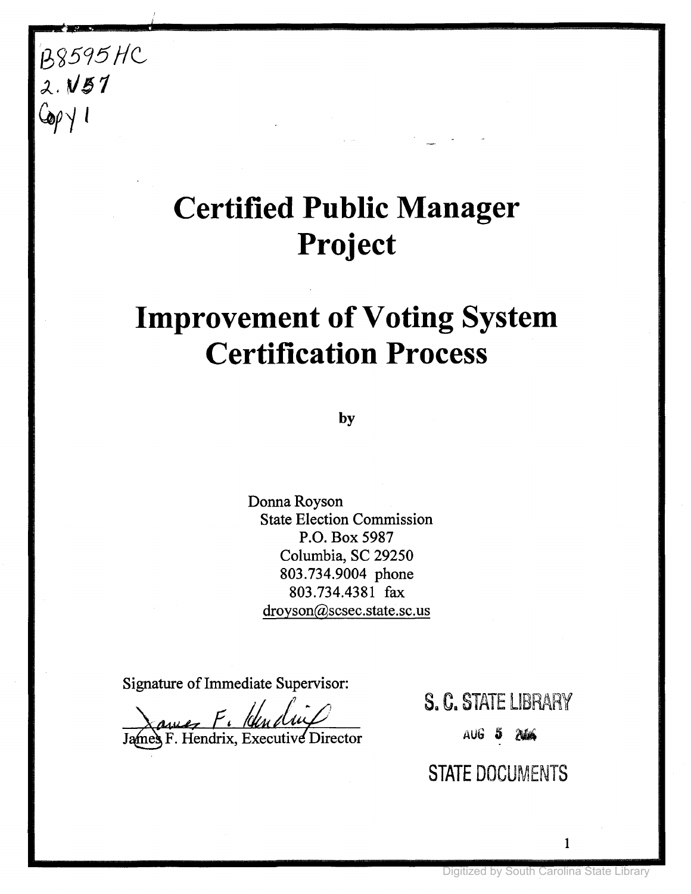B8595HC
2.V57
Copy 1

# Certified Public Manager Project

# Improvement of Voting System Certification Process

by

Donna Royson
State Election Commission
P.O. Box 5987
Columbia, SC 29250
803.734.9004 phone
803.734.4381 fax
droyson@scsec.state.sc.us

Signature of Immediate Supervisor:

James F. Hendrix, Executive Director

S. C. STATE LIBRARY
AUG 5 2004
STATE DOCUMENTS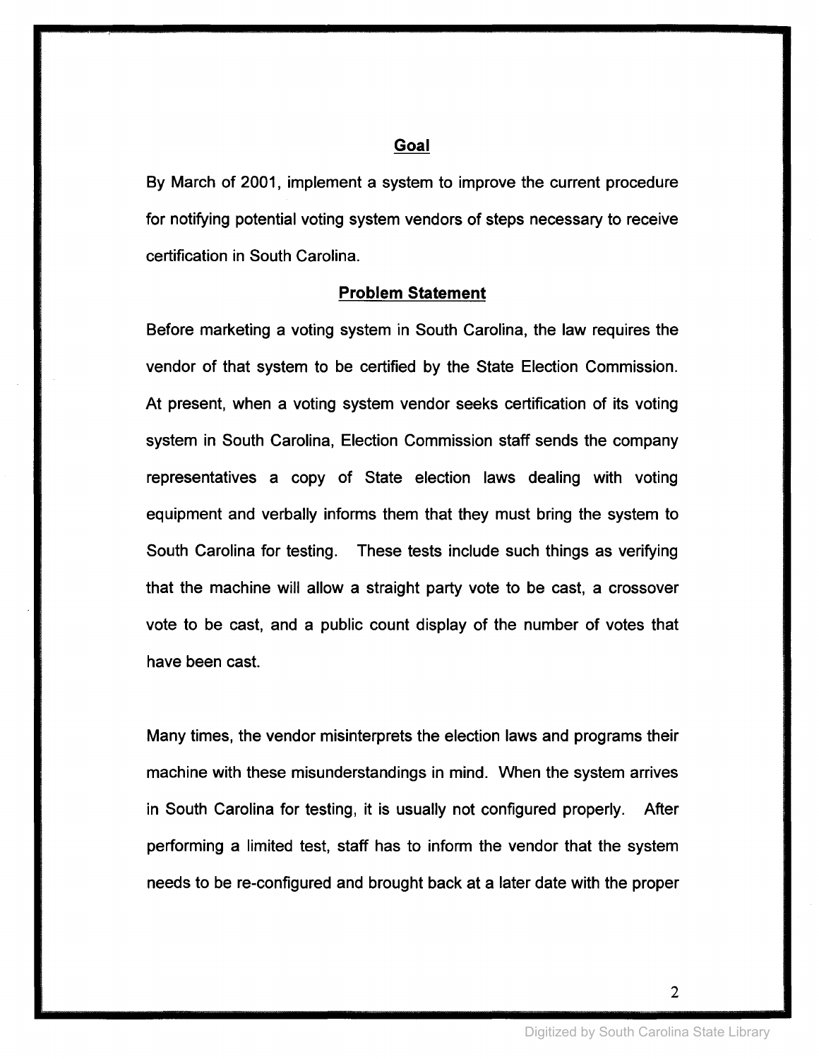## Goal

By March of 2001, implement a system to improve the current procedure for notifying potential voting system vendors of steps necessary to receive certification in South Carolina.

## Problem Statement

Before marketing a voting system in South Carolina, the law requires the vendor of that system to be certified by the State Election Commission. At present, when a voting system vendor seeks certification of its voting system in South Carolina, Election Commission staff sends the company representatives a copy of State election laws dealing with voting equipment and verbally informs them that they must bring the system to South Carolina for testing. These tests include such things as verifying that the machine will allow a straight party vote to be cast, a crossover vote to be cast, and a public count display of the number of votes that have been cast.

Many times, the vendor misinterprets the election laws and programs their machine with these misunderstandings in mind. When the system arrives in South Carolina for testing, it is usually not configured properly. After performing a limited test, staff has to inform the vendor that the system needs to be re-configured and brought back at a later date with the proper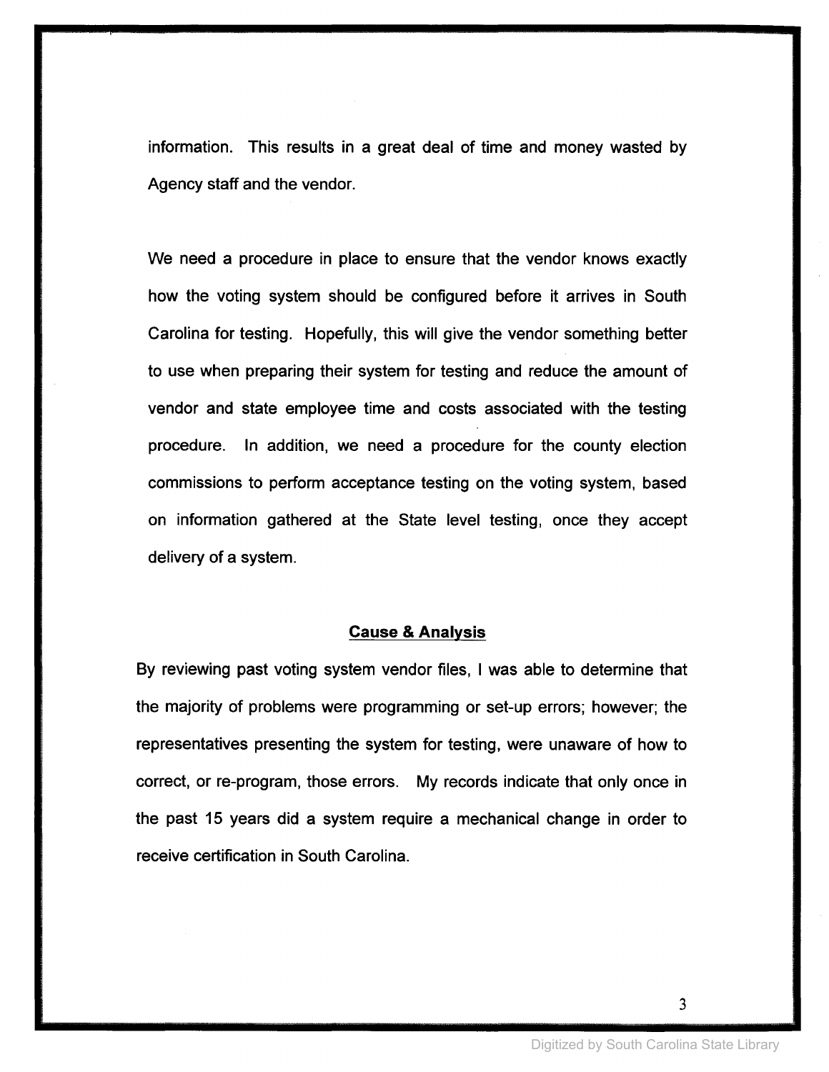information. This results in a great deal of time and money wasted by Agency staff and the vendor.

We need a procedure in place to ensure that the vendor knows exactly how the voting system should be configured before it arrives in South Carolina for testing. Hopefully, this will give the vendor something better to use when preparing their system for testing and reduce the amount of vendor and state employee time and costs associated with the testing procedure. In addition, we need a procedure for the county election commissions to perform acceptance testing on the voting system, based on information gathered at the State level testing, once they accept delivery of a system.

## Cause & Analysis

By reviewing past voting system vendor files, I was able to determine that the majority of problems were programming or set-up errors; however; the representatives presenting the system for testing, were unaware of how to correct, or re-program, those errors. My records indicate that only once in the past 15 years did a system require a mechanical change in order to receive certification in South Carolina.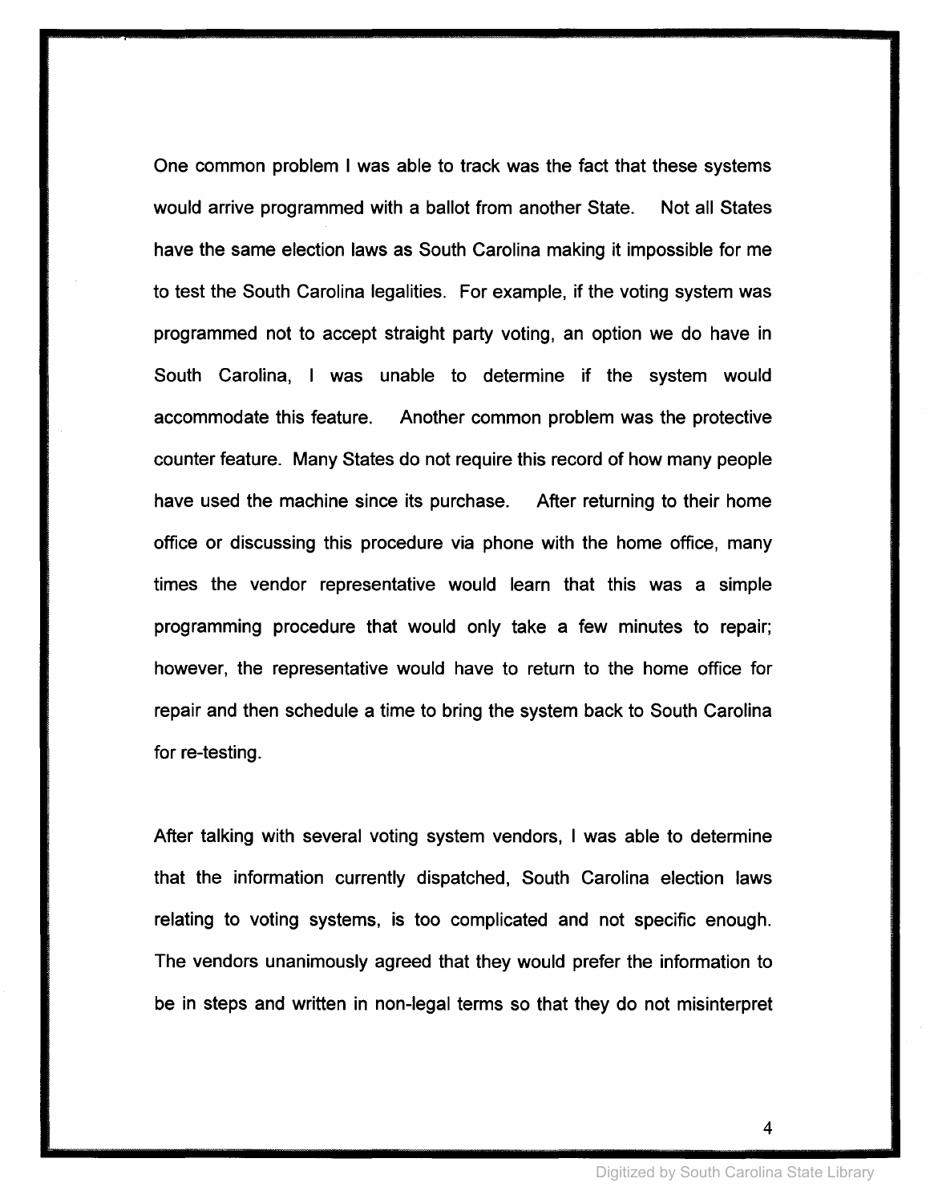One common problem I was able to track was the fact that these systems would arrive programmed with a ballot from another State. Not all States have the same election laws as South Carolina making it impossible for me to test the South Carolina legalities. For example, if the voting system was programmed not to accept straight party voting, an option we do have in South Carolina, I was unable to determine if the system would accommodate this feature. Another common problem was the protective counter feature. Many States do not require this record of how many people have used the machine since its purchase. After returning to their home office or discussing this procedure via phone with the home office, many times the vendor representative would learn that this was a simple programming procedure that would only take a few minutes to repair; however, the representative would have to return to the home office for repair and then schedule a time to bring the system back to South Carolina for re-testing.

After talking with several voting system vendors, I was able to determine that the information currently dispatched, South Carolina election laws relating to voting systems, is too complicated and not specific enough. The vendors unanimously agreed that they would prefer the information to be in steps and written in non-legal terms so that they do not misinterpret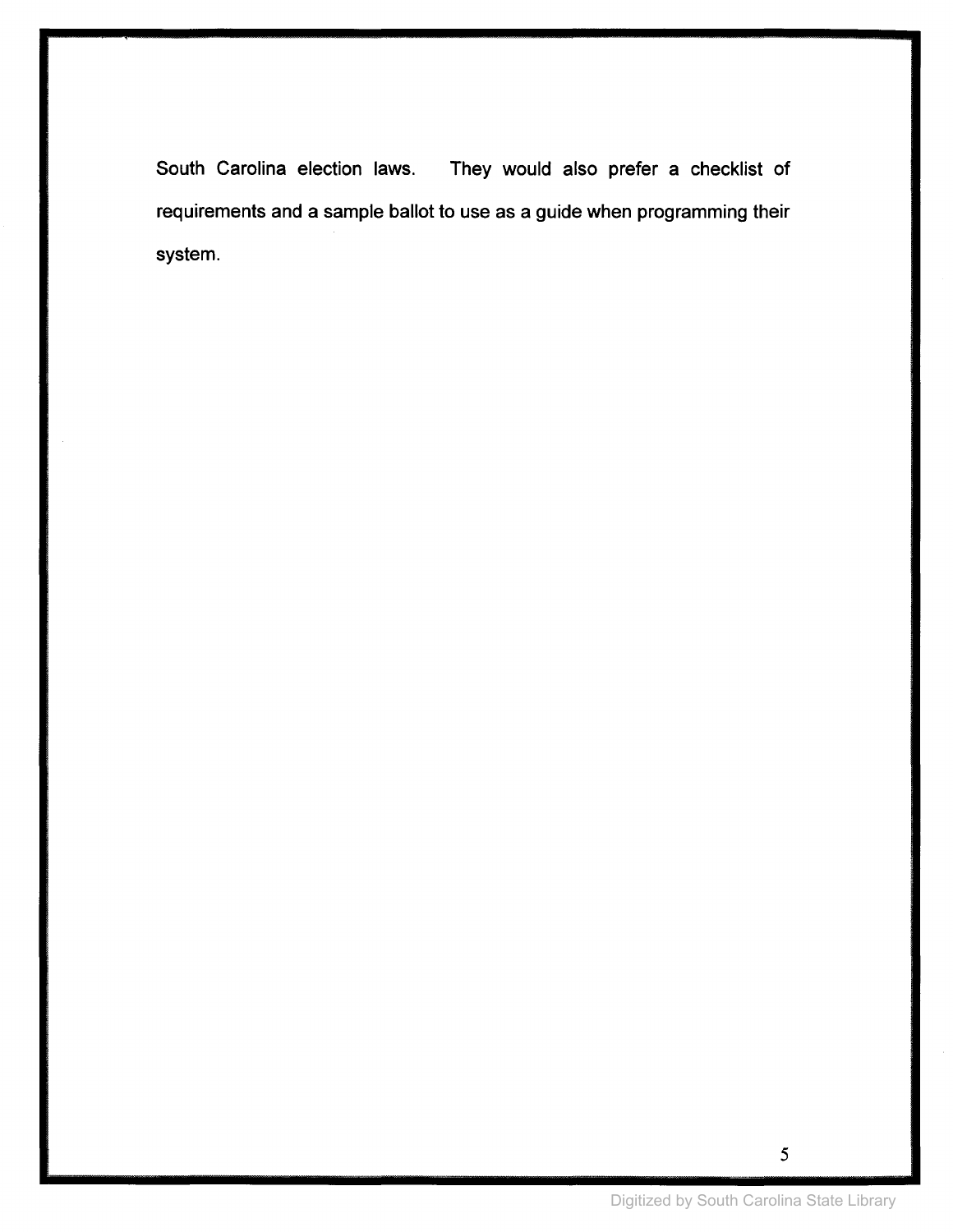South Carolina election laws. They would also prefer a checklist of requirements and a sample ballot to use as a guide when programming their system.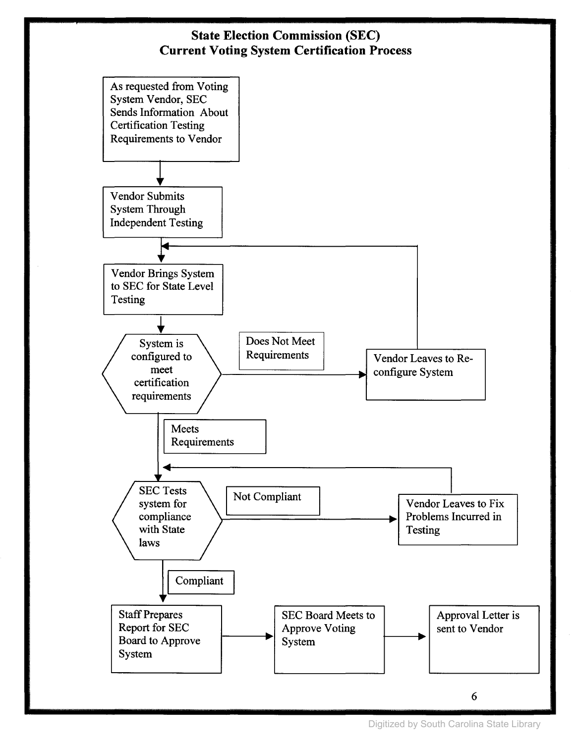# State Election Commission (SEC)
## Current Voting System Certification Process

As requested from Voting System Vendor, SEC Sends Information About Certification Testing Requirements to Vendor

Vendor Submits System Through Independent Testing

Vendor Brings System to SEC for State Level Testing

System is configured to meet certification requirements

Does Not Meet Requirements

Vendor Leaves to Re-configure System

Meets Requirements

SEC Tests system for compliance with State laws

Not Compliant

Vendor Leaves to Fix Problems Incurred in Testing

Compliant

Staff Prepares Report for SEC Board to Approve System

SEC Board Meets to Approve Voting System

Approval Letter is sent to Vendor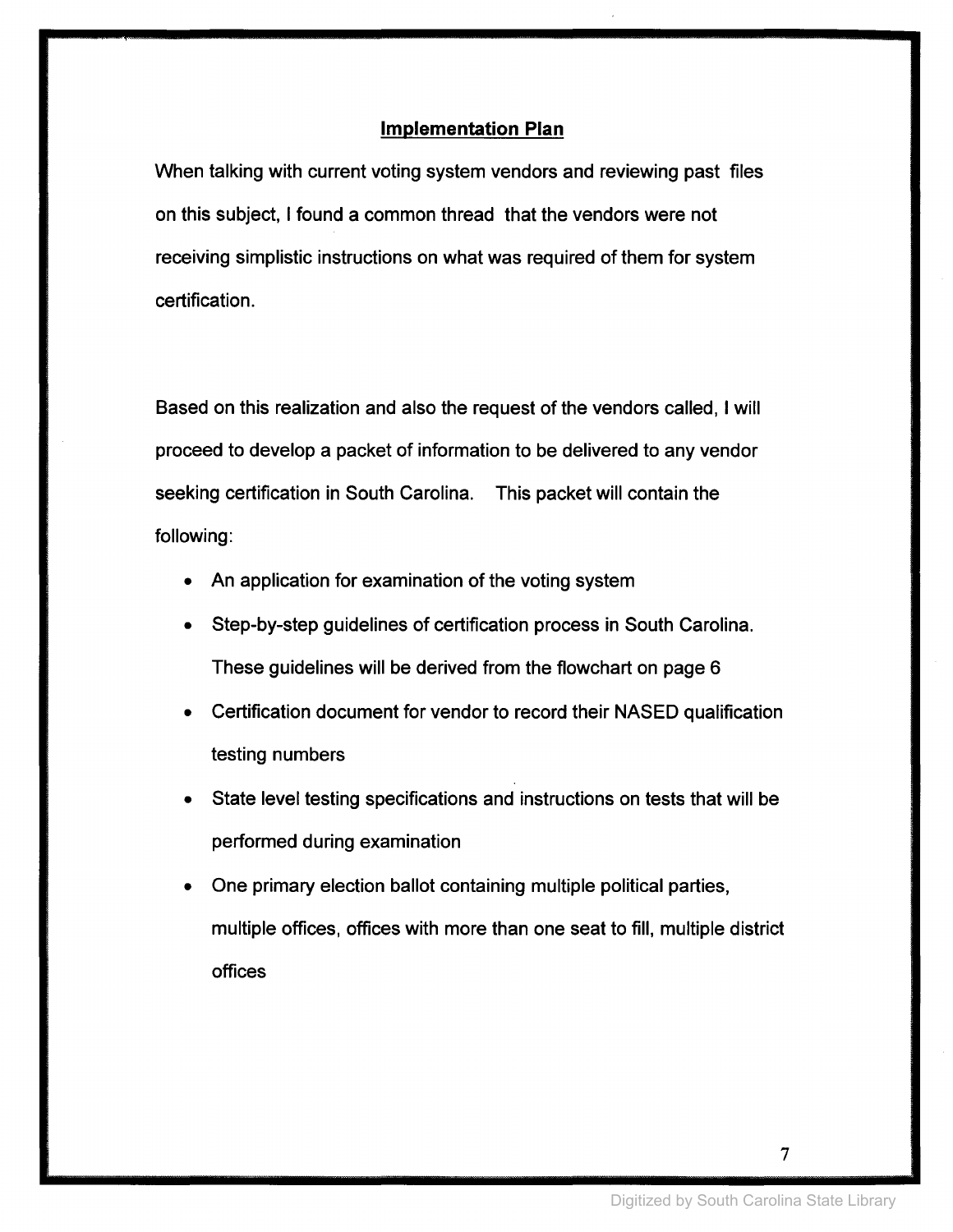## Implementation Plan

When talking with current voting system vendors and reviewing past files on this subject, I found a common thread that the vendors were not receiving simplistic instructions on what was required of them for system certification.

Based on this realization and also the request of the vendors called, I will proceed to develop a packet of information to be delivered to any vendor seeking certification in South Carolina. This packet will contain the following:

- An application for examination of the voting system
- Step-by-step guidelines of certification process in South Carolina. These guidelines will be derived from the flowchart on page 6
- Certification document for vendor to record their NASED qualification testing numbers
- State level testing specifications and instructions on tests that will be performed during examination
- One primary election ballot containing multiple political parties, multiple offices, offices with more than one seat to fill, multiple district offices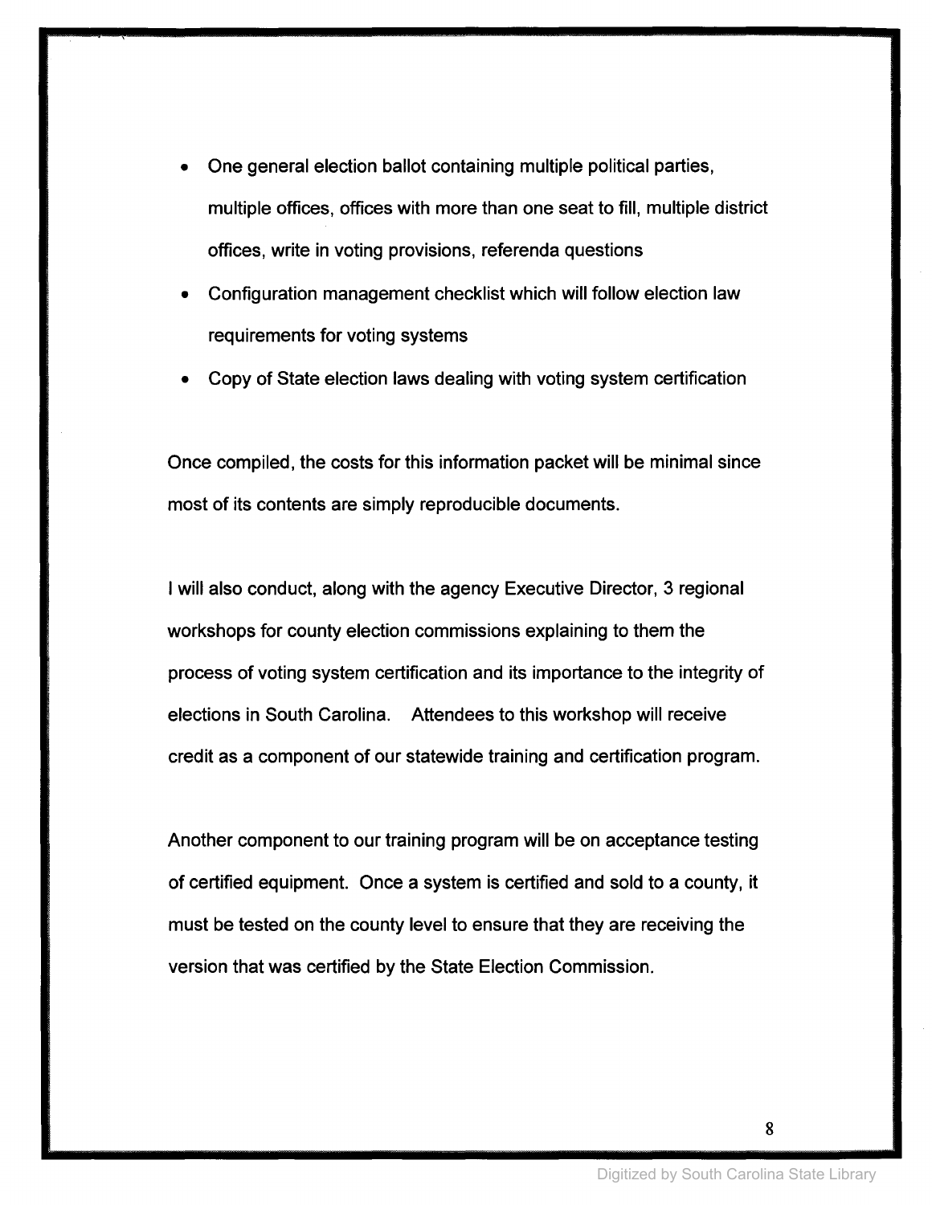- One general election ballot containing multiple political parties, multiple offices, offices with more than one seat to fill, multiple district offices, write in voting provisions, referenda questions
- Configuration management checklist which will follow election law requirements for voting systems
- Copy of State election laws dealing with voting system certification

Once compiled, the costs for this information packet will be minimal since most of its contents are simply reproducible documents.

I will also conduct, along with the agency Executive Director, 3 regional workshops for county election commissions explaining to them the process of voting system certification and its importance to the integrity of elections in South Carolina. Attendees to this workshop will receive credit as a component of our statewide training and certification program.

Another component to our training program will be on acceptance testing of certified equipment. Once a system is certified and sold to a county, it must be tested on the county level to ensure that they are receiving the version that was certified by the State Election Commission.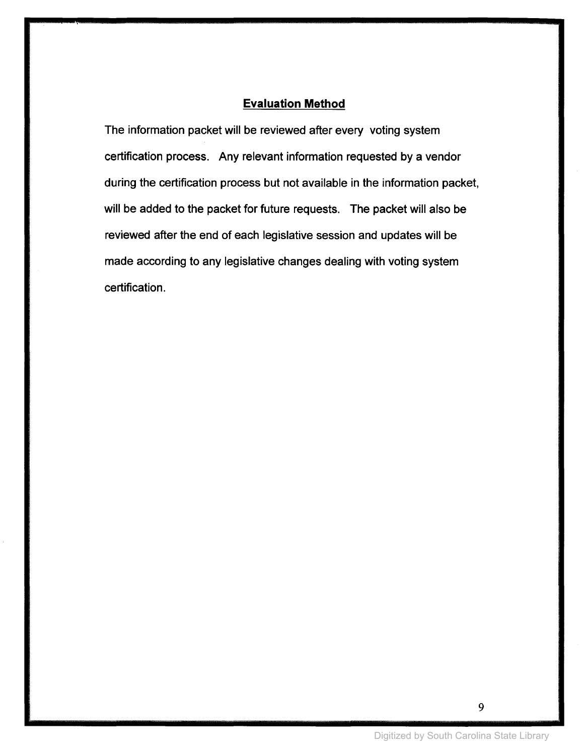## Evaluation Method

The information packet will be reviewed after every voting system certification process. Any relevant information requested by a vendor during the certification process but not available in the information packet, will be added to the packet for future requests. The packet will also be reviewed after the end of each legislative session and updates will be made according to any legislative changes dealing with voting system certification.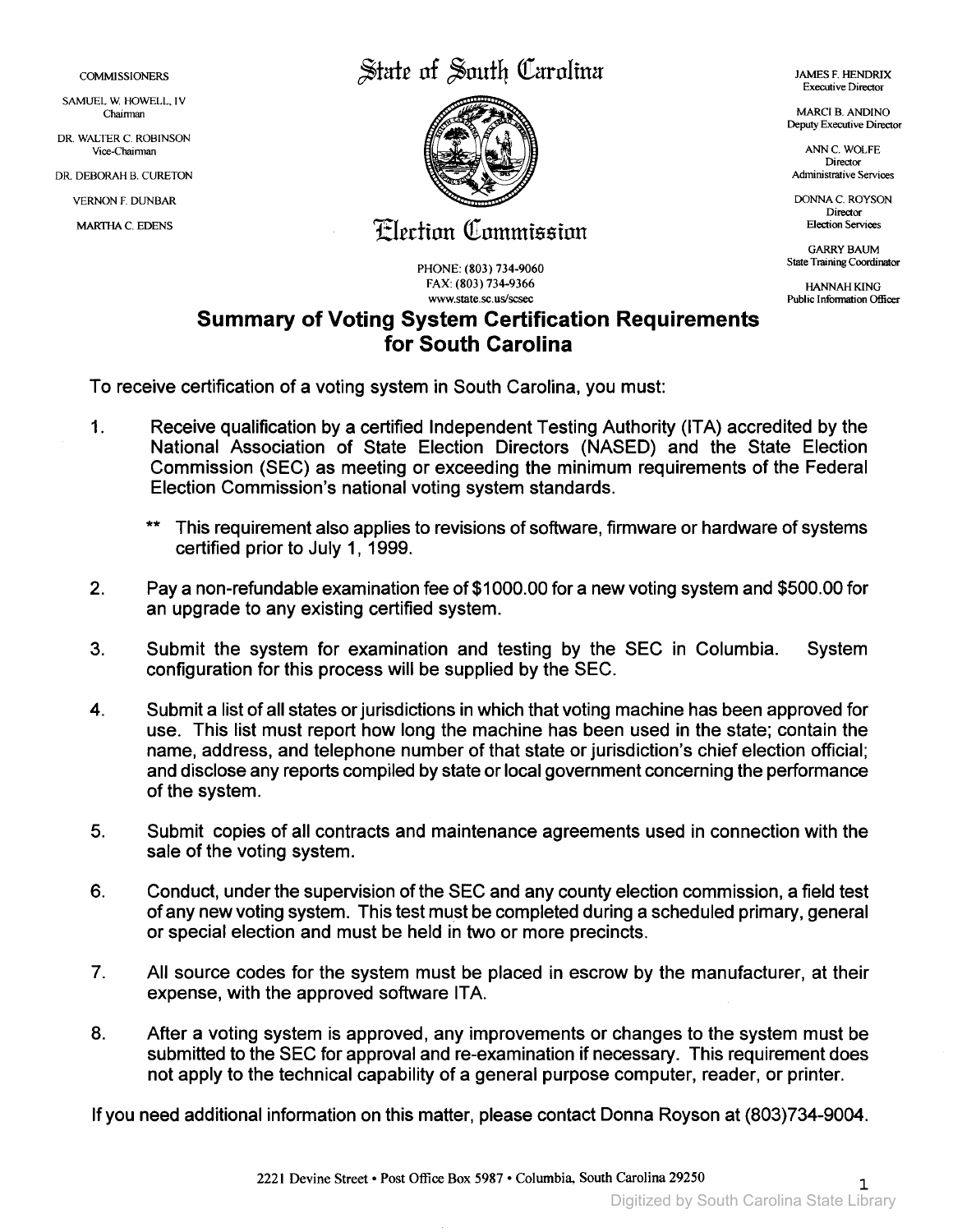COMMISSIONERS

SAMUEL W. HOWELL, IV
Chairman

DR. WALTER C. ROBINSON
Vice-Chairman

DR. DEBORAH B. CURETON

VERNON F. DUNBAR

MARTHA C. EDENS

# State of South Carolina

# Election Commission

PHONE: (803) 734-9060
FAX: (803) 734-9366
www.state.sc.us/scsec

JAMES F. HENDRIX
Executive Director

MARCI B. ANDINO
Deputy Executive Director

ANN C. WOLFE
Director
Administrative Services

DONNA C. ROYSON
Director
Election Services

GARRY BAUM
State Training Coordinator

HANNAH KING
Public Information Officer

## Summary of Voting System Certification Requirements for South Carolina

To receive certification of a voting system in South Carolina, you must:

1. Receive qualification by a certified Independent Testing Authority (ITA) accredited by the National Association of State Election Directors (NASED) and the State Election Commission (SEC) as meeting or exceeding the minimum requirements of the Federal Election Commission's national voting system standards.

   ** This requirement also applies to revisions of software, firmware or hardware of systems certified prior to July 1, 1999.

2. Pay a non-refundable examination fee of $1000.00 for a new voting system and $500.00 for an upgrade to any existing certified system.

3. Submit the system for examination and testing by the SEC in Columbia. System configuration for this process will be supplied by the SEC.

4. Submit a list of all states or jurisdictions in which that voting machine has been approved for use. This list must report how long the machine has been used in the state; contain the name, address, and telephone number of that state or jurisdiction's chief election official; and disclose any reports compiled by state or local government concerning the performance of the system.

5. Submit copies of all contracts and maintenance agreements used in connection with the sale of the voting system.

6. Conduct, under the supervision of the SEC and any county election commission, a field test of any new voting system. This test must be completed during a scheduled primary, general or special election and must be held in two or more precincts.

7. All source codes for the system must be placed in escrow by the manufacturer, at their expense, with the approved software ITA.

8. After a voting system is approved, any improvements or changes to the system must be submitted to the SEC for approval and re-examination if necessary. This requirement does not apply to the technical capability of a general purpose computer, reader, or printer.

If you need additional information on this matter, please contact Donna Royson at (803)734-9004.

2221 Devine Street • Post Office Box 5987 • Columbia, South Carolina 29250